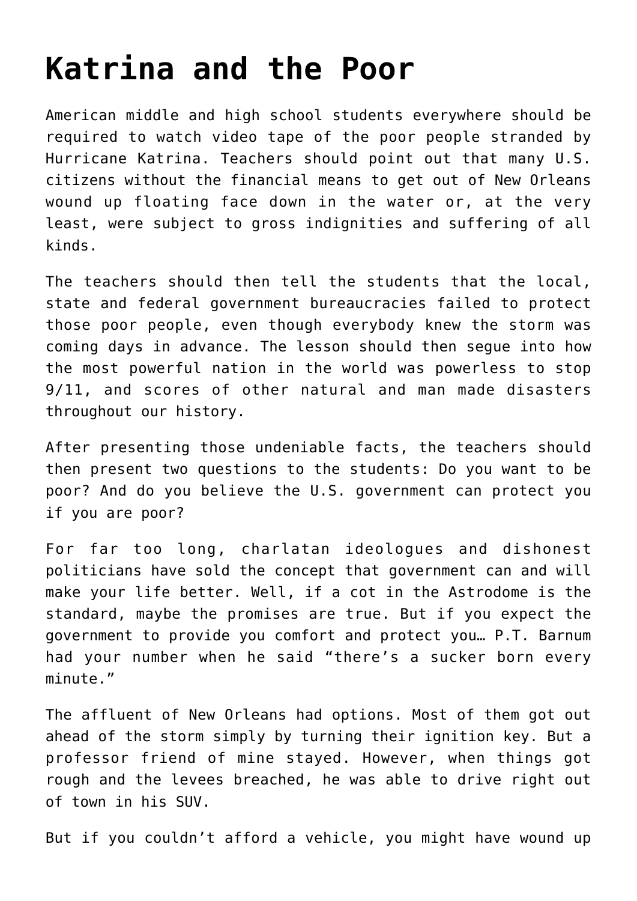# Katrina and the Poor

American middle and high school students everywhere should be required to watch video tape of the poor people stranded by Hurricane Katrina. Teachers should point out that many U.S. citizens without the financial means to get out of New Orleans wound up floating face down in the water or, at the very least, were subject to gross indignities and suffering of all kinds.

The teachers should then tell the students that the local, state and federal government bureaucracies failed to protect those poor people, even though everybody knew the storm was coming days in advance. The lesson should then segue into how the most powerful nation in the world was powerless to stop 9/11, and scores of other natural and man made disasters throughout our history.

After presenting those undeniable facts, the teachers should then present two questions to the students: Do you want to be poor? And do you believe the U.S. government can protect you if you are poor?

For far too long, charlatan ideologues and dishonest politicians have sold the concept that government can and will make your life better. Well, if a cot in the Astrodome is the standard, maybe the promises are true. But if you expect the government to provide you comfort and protect you… P.T. Barnum had your number when he said "there's a sucker born every minute."

The affluent of New Orleans had options. Most of them got out ahead of the storm simply by turning their ignition key. But a professor friend of mine stayed. However, when things got rough and the levees breached, he was able to drive right out of town in his SUV.

But if you couldn't afford a vehicle, you might have wound up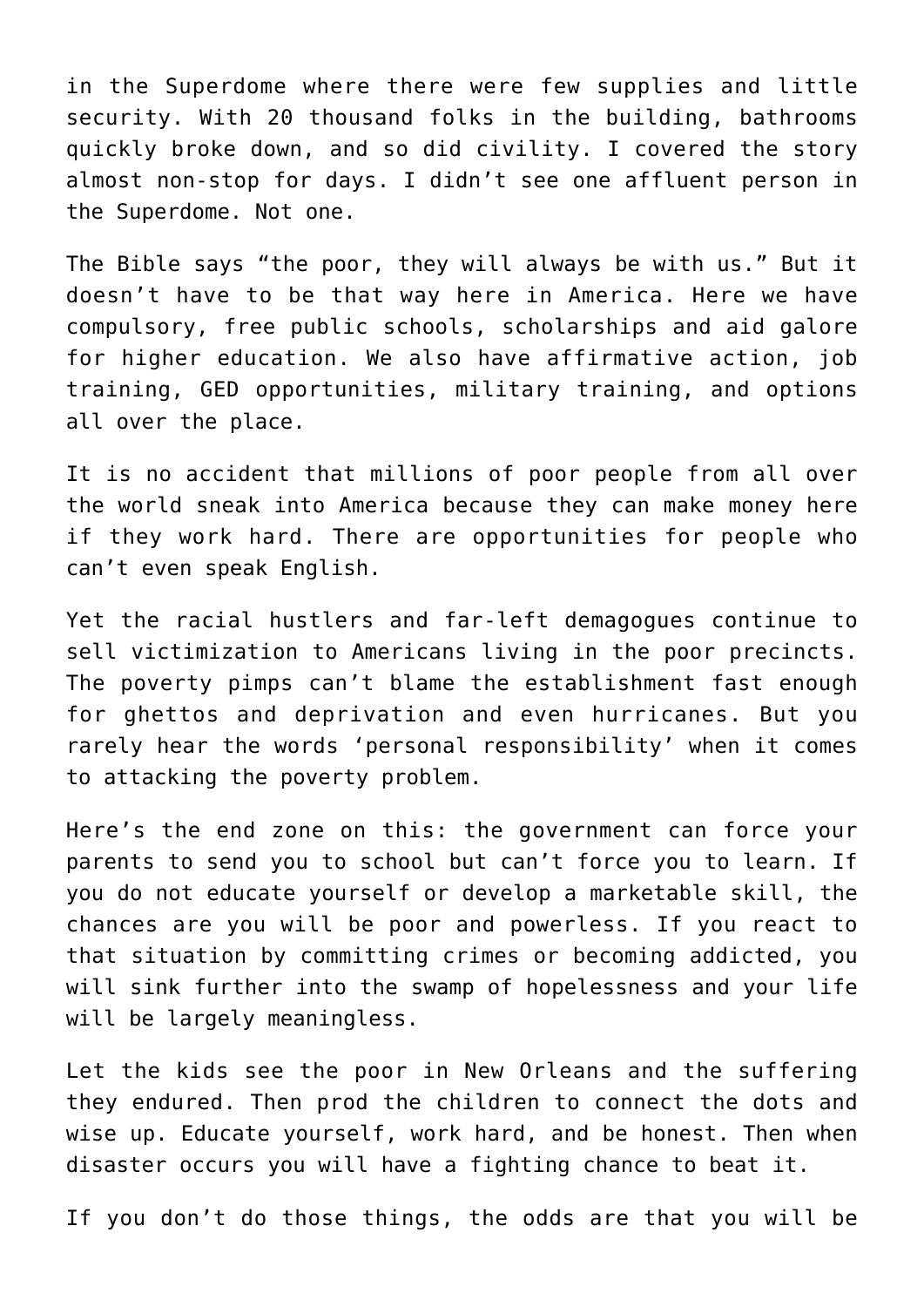in the Superdome where there were few supplies and little security. With 20 thousand folks in the building, bathrooms quickly broke down, and so did civility. I covered the story almost non-stop for days. I didn't see one affluent person in the Superdome. Not one.

The Bible says "the poor, they will always be with us." But it doesn't have to be that way here in America. Here we have compulsory, free public schools, scholarships and aid galore for higher education. We also have affirmative action, job training, GED opportunities, military training, and options all over the place.

It is no accident that millions of poor people from all over the world sneak into America because they can make money here if they work hard. There are opportunities for people who can't even speak English.

Yet the racial hustlers and far-left demagogues continue to sell victimization to Americans living in the poor precincts. The poverty pimps can't blame the establishment fast enough for ghettos and deprivation and even hurricanes. But you rarely hear the words 'personal responsibility' when it comes to attacking the poverty problem.

Here's the end zone on this: the government can force your parents to send you to school but can't force you to learn. If you do not educate yourself or develop a marketable skill, the chances are you will be poor and powerless. If you react to that situation by committing crimes or becoming addicted, you will sink further into the swamp of hopelessness and your life will be largely meaningless.

Let the kids see the poor in New Orleans and the suffering they endured. Then prod the children to connect the dots and wise up. Educate yourself, work hard, and be honest. Then when disaster occurs you will have a fighting chance to beat it.

If you don't do those things, the odds are that you will be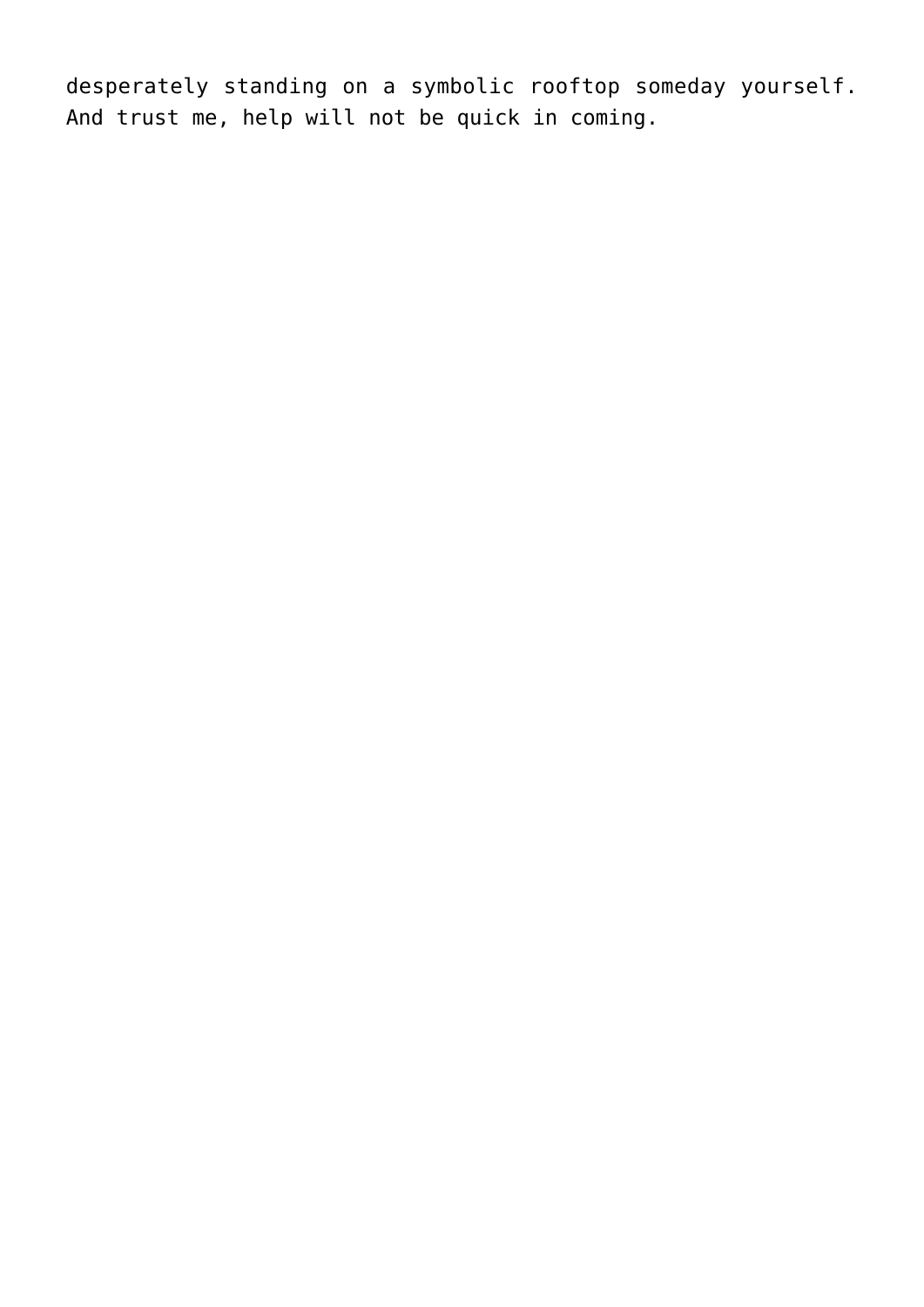desperately standing on a symbolic rooftop someday yourself. And trust me, help will not be quick in coming.